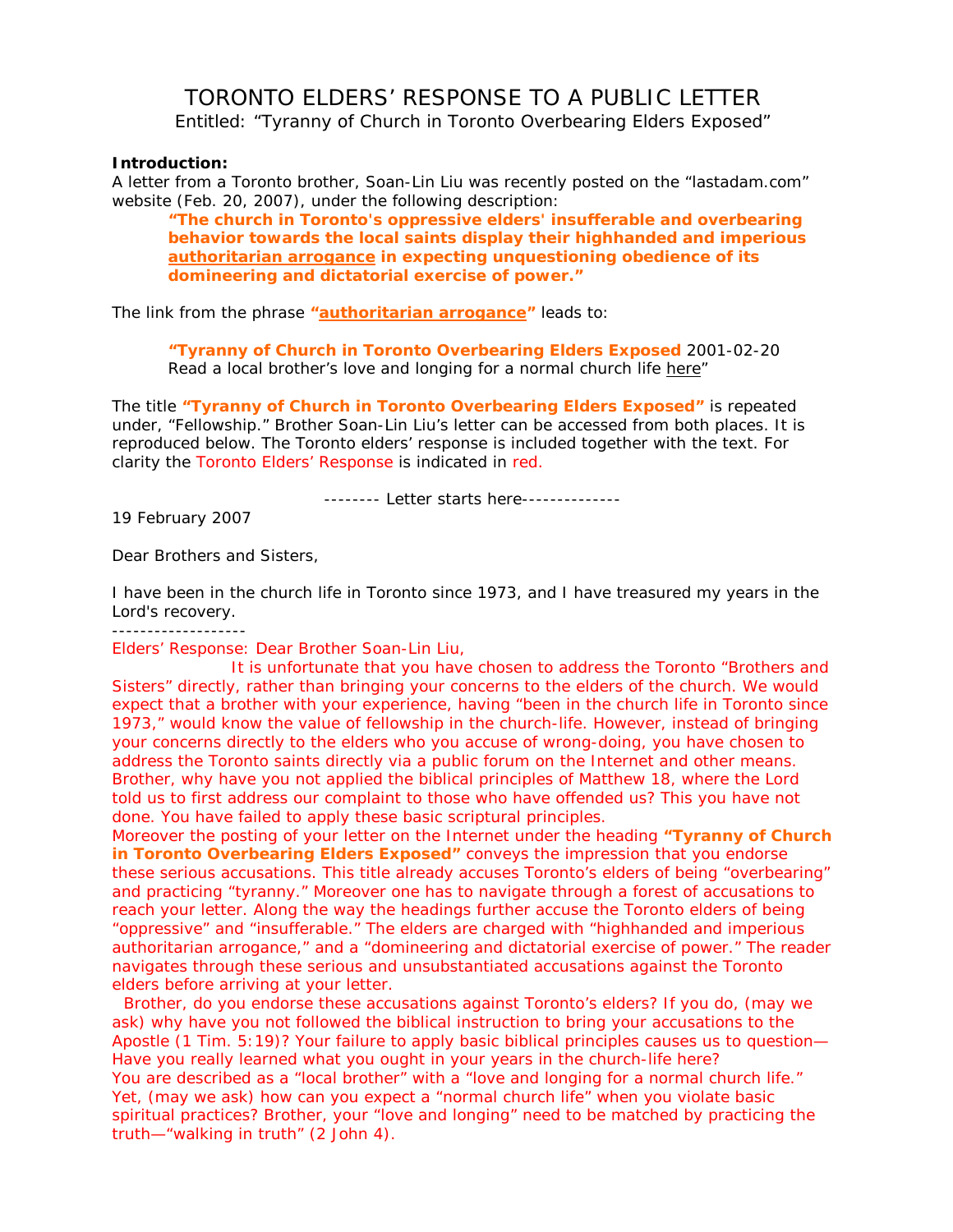# TORONTO ELDERS' RESPONSE TO A PUBLIC LETTER

Entitled: "Tyranny of Church in Toronto Overbearing Elders Exposed"

**Introduction:**

A letter from a Toronto brother, Soan-Lin Liu was recently posted on the "lastadam.com" website (Feb. 20, 2007), under the following description:

> **"The church in Toronto's oppressive elders' insufferable and overbearing behavior towards the local saints display their highhanded and imperious authoritarian arrogance in expecting unquestioning obedience of its domineering and dictatorial exercise of power."**

The link from the phrase **"authoritarian arrogance"** leads to:

> **"Tyranny of Church in Toronto Overbearing Elders Exposed** 2001-02-20
> Read a local brother's love and longing for a normal church life here"

The title **"Tyranny of Church in Toronto Overbearing Elders Exposed"** is repeated under, "Fellowship." Brother Soan-Lin Liu's letter can be accessed from both places. It is reproduced below. The Toronto elders' response is included together with the text. For clarity the Toronto Elders' Response is indicated in red.

-------- Letter starts here--------------

19 February 2007

Dear Brothers and Sisters,

I have been in the church life in Toronto since 1973, and I have treasured my years in the Lord's recovery.

-------------------

Elders' Response: Dear Brother Soan-Lin Liu,

It is unfortunate that you have chosen to address the Toronto "Brothers and Sisters" directly, rather than bringing your concerns to the elders of the church. We would expect that a brother with your experience, having "been in the church life in Toronto since 1973," would know the value of fellowship in the church-life. However, instead of bringing your concerns directly to the elders who you accuse of wrong-doing, you have chosen to address the Toronto saints directly via a public forum on the Internet and other means. Brother, why have you not applied the biblical principles of Matthew 18, where the Lord told us to first address our complaint to those who have offended us? This you have not done. You have failed to apply these basic scriptural principles.

Moreover the posting of your letter on the Internet under the heading **"Tyranny of Church in Toronto Overbearing Elders Exposed"** conveys the impression that you endorse these serious accusations. This title already accuses Toronto's elders of being "overbearing" and practicing "tyranny." Moreover one has to navigate through a forest of accusations to reach your letter. Along the way the headings further accuse the Toronto elders of being "oppressive" and "insufferable." The elders are charged with "highhanded and imperious authoritarian arrogance," and a "domineering and dictatorial exercise of power." The reader navigates through these serious and unsubstantiated accusations against the Toronto elders before arriving at your letter.

Brother, do you endorse these accusations against Toronto's elders? If you do, (may we ask) why have you not followed the biblical instruction to bring your accusations to the Apostle (1 Tim. 5:19)? Your failure to apply basic biblical principles causes us to question—Have you really learned what you ought in your years in the church-life here?

You are described as a "local brother" with a "love and longing for a normal church life." Yet, (may we ask) how can you expect a "normal church life" when you violate basic spiritual practices? Brother, your "love and longing" need to be matched by practicing the truth—"walking in truth" (2 John 4).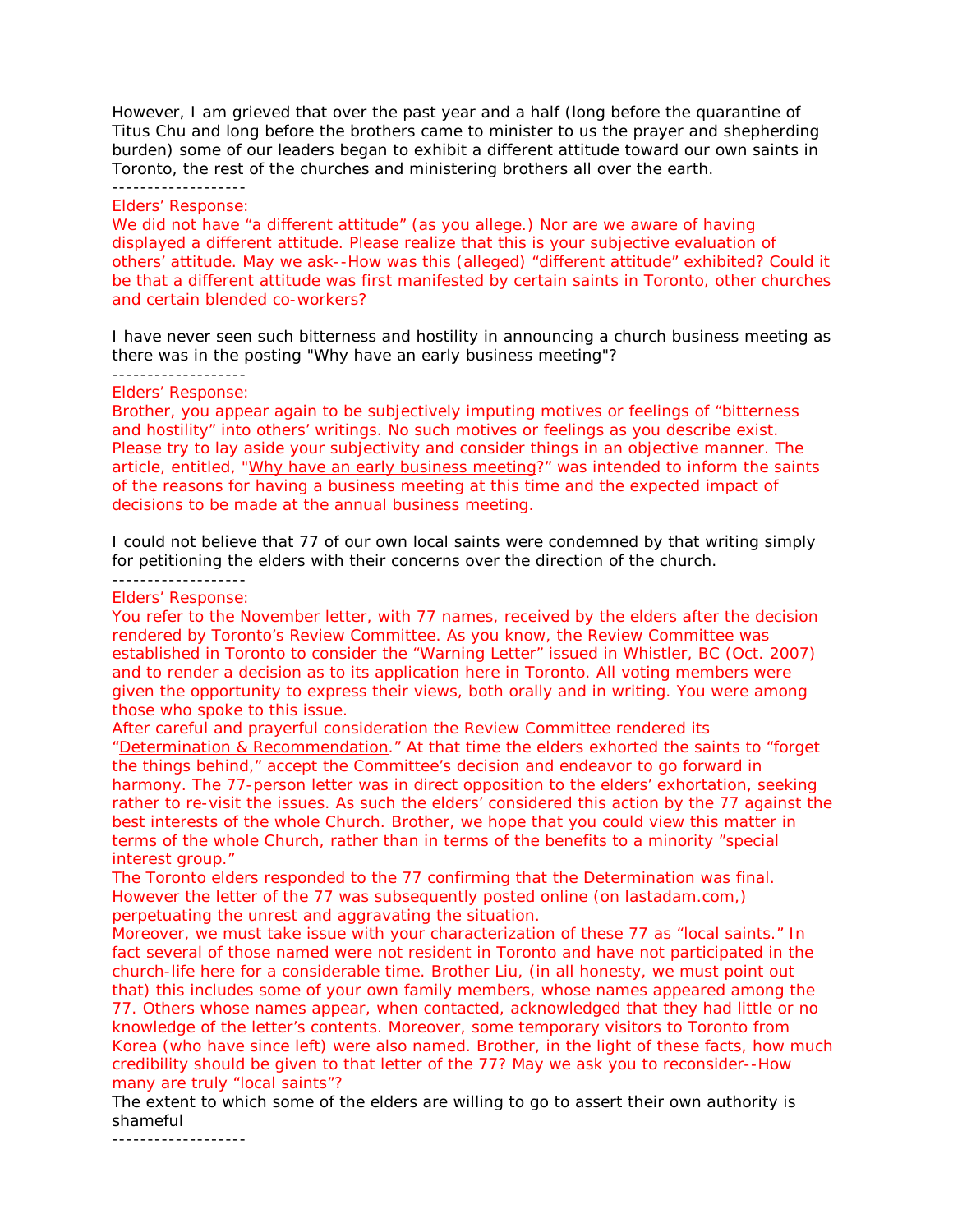However, I am grieved that over the past year and a half (long before the quarantine of Titus Chu and long before the brothers came to minister to us the prayer and shepherding burden) some of our leaders began to exhibit a different attitude toward our own saints in Toronto, the rest of the churches and ministering brothers all over the earth.

-------------------

Elders' Response:

We did not have "a different attitude" (as you allege.) Nor are we aware of having displayed a different attitude. Please realize that this is your subjective evaluation of others' attitude. May we ask--How was this (alleged) "different attitude" exhibited? Could it be that a different attitude was first manifested by certain saints in Toronto, other churches and certain blended co-workers?

I have never seen such bitterness and hostility in announcing a church business meeting as there was in the posting "Why have an early business meeting"?

-------------------

Elders' Response:

Brother, you appear again to be subjectively imputing motives or feelings of "bitterness and hostility" into others' writings. No such motives or feelings as you describe exist. Please try to lay aside your subjectivity and consider things in an objective manner. The article, entitled, "Why have an early business meeting?" was intended to inform the saints of the reasons for having a business meeting at this time and the expected impact of decisions to be made at the annual business meeting.

I could not believe that 77 of our own local saints were condemned by that writing simply for petitioning the elders with their concerns over the direction of the church.

-------------------

Elders' Response:

You refer to the November letter, with 77 names, received by the elders after the decision rendered by Toronto's Review Committee. As you know, the Review Committee was established in Toronto to consider the "Warning Letter" issued in Whistler, BC (Oct. 2007) and to render a decision as to its application here in Toronto. All voting members were given the opportunity to express their views, both orally and in writing. You were among those who spoke to this issue.

After careful and prayerful consideration the Review Committee rendered its "Determination & Recommendation." At that time the elders exhorted the saints to "forget the things behind," accept the Committee's decision and endeavor to go forward in harmony. The 77-person letter was in direct opposition to the elders' exhortation, seeking rather to re-visit the issues. As such the elders' considered this action by the 77 against the best interests of the whole Church. Brother, we hope that you could view this matter in terms of the whole Church, rather than in terms of the benefits to a minority "special interest group."

The Toronto elders responded to the 77 confirming that the Determination was final. However the letter of the 77 was subsequently posted online (on lastadam.com,) perpetuating the unrest and aggravating the situation.

Moreover, we must take issue with your characterization of these 77 as "local saints." In fact several of those named were not resident in Toronto and have not participated in the church-life here for a considerable time. Brother Liu, (in all honesty, we must point out that) this includes some of your own family members, whose names appeared among the 77. Others whose names appear, when contacted, acknowledged that they had little or no knowledge of the letter's contents. Moreover, some temporary visitors to Toronto from Korea (who have since left) were also named. Brother, in the light of these facts, how much credibility should be given to that letter of the 77? May we ask you to reconsider--How many are truly "local saints"?

The extent to which some of the elders are willing to go to assert their own authority is shameful

-------------------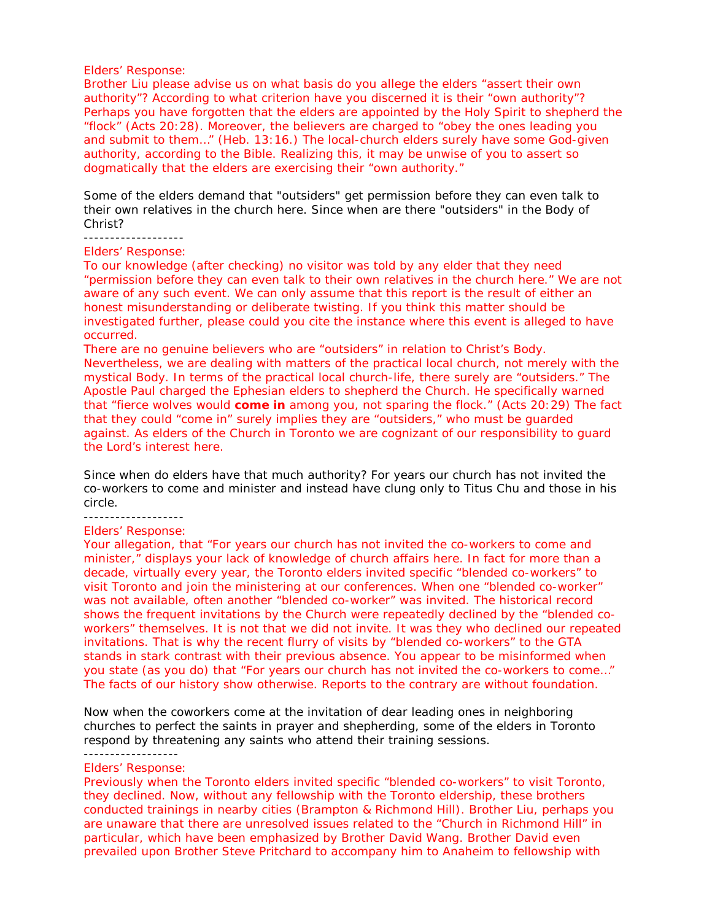Elders' Response:
Brother Liu please advise us on what basis do you allege the elders "assert their own authority"? According to what criterion have you discerned it is their "own authority"? Perhaps you have forgotten that the elders are appointed by the Holy Spirit to shepherd the "flock" (Acts 20:28). Moreover, the believers are charged to "obey the ones leading you and submit to them…" (Heb. 13:16.) The local-church elders surely have some God-given authority, according to the Bible. Realizing this, it may be unwise of you to assert so dogmatically that the elders are exercising their "own authority."

Some of the elders demand that "outsiders" get permission before they can even talk to their own relatives in the church here. Since when are there "outsiders" in the Body of Christ?

-------------------

Elders' Response:
To our knowledge (after checking) no visitor was told by any elder that they need "permission before they can even talk to their own relatives in the church here." We are not aware of any such event. We can only assume that this report is the result of either an honest misunderstanding or deliberate twisting. If you think this matter should be investigated further, please could you cite the instance where this event is alleged to have occurred.
There are no genuine believers who are "outsiders" in relation to Christ's Body. Nevertheless, we are dealing with matters of the practical local church, not merely with the mystical Body. In terms of the practical local church-life, there surely are "outsiders." The Apostle Paul charged the Ephesian elders to shepherd the Church. He specifically warned that "fierce wolves would **come in** among you, not sparing the flock." (Acts 20:29) The fact that they could "come in" surely implies they are "outsiders," who must be guarded against. As elders of the Church in Toronto we are cognizant of our responsibility to guard the Lord's interest here.

Since when do elders have that much authority? For years our church has not invited the co-workers to come and minister and instead have clung only to Titus Chu and those in his circle.

-------------------

Elders' Response:
Your allegation, that "For years our church has not invited the co-workers to come and minister," displays your lack of knowledge of church affairs here. In fact for more than a decade, virtually every year, the Toronto elders invited specific "blended co-workers" to visit Toronto and join the ministering at our conferences. When one "blended co-worker" was not available, often another "blended co-worker" was invited. The historical record shows the frequent invitations by the Church were repeatedly declined by the "blended co-workers" themselves. It is not that we did not invite. It was they who declined our repeated invitations. That is why the recent flurry of visits by "blended co-workers" to the GTA stands in stark contrast with their previous absence. You appear to be misinformed when you state (as you do) that "For years our church has not invited the co-workers to come…" The facts of our history show otherwise. Reports to the contrary are without foundation.

Now when the coworkers come at the invitation of dear leading ones in neighboring churches to perfect the saints in prayer and shepherding, some of the elders in Toronto respond by threatening any saints who attend their training sessions.

------------------

Elders' Response:
Previously when the Toronto elders invited specific "blended co-workers" to visit Toronto, they declined. Now, without any fellowship with the Toronto eldership, these brothers conducted trainings in nearby cities (Brampton & Richmond Hill). Brother Liu, perhaps you are unaware that there are unresolved issues related to the "Church in Richmond Hill" in particular, which have been emphasized by Brother David Wang. Brother David even prevailed upon Brother Steve Pritchard to accompany him to Anaheim to fellowship with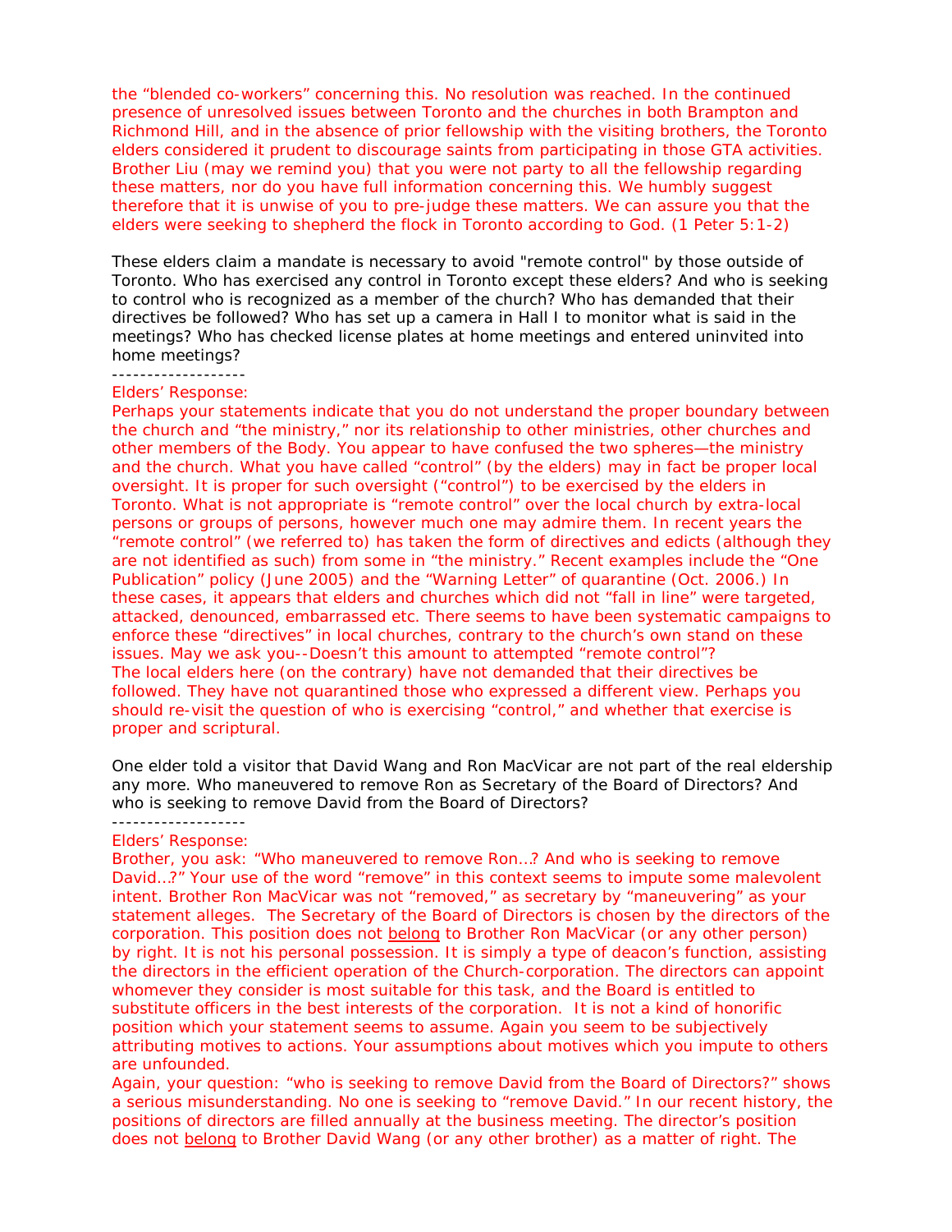the "blended co-workers" concerning this. No resolution was reached. In the continued presence of unresolved issues between Toronto and the churches in both Brampton and Richmond Hill, and in the absence of prior fellowship with the visiting brothers, the Toronto elders considered it prudent to discourage saints from participating in those GTA activities. Brother Liu (may we remind you) that you were not party to all the fellowship regarding these matters, nor do you have full information concerning this. We humbly suggest therefore that it is unwise of you to pre-judge these matters. We can assure you that the elders were seeking to shepherd the flock in Toronto according to God. (1 Peter 5:1-2)

These elders claim a mandate is necessary to avoid "remote control" by those outside of Toronto. Who has exercised any control in Toronto except these elders? And who is seeking to control who is recognized as a member of the church? Who has demanded that their directives be followed? Who has set up a camera in Hall I to monitor what is said in the meetings? Who has checked license plates at home meetings and entered uninvited into home meetings?

-------------------

Elders' Response:
Perhaps your statements indicate that you do not understand the proper boundary between the church and "the ministry," nor its relationship to other ministries, other churches and other members of the Body. You appear to have confused the two spheres—the ministry and the church. What you have called "control" (by the elders) may in fact be proper local oversight. It is proper for such oversight ("control") to be exercised by the elders in Toronto. What is not appropriate is "remote control" over the local church by extra-local persons or groups of persons, however much one may admire them. In recent years the "remote control" (we referred to) has taken the form of directives and edicts (although they are not identified as such) from some in "the ministry." Recent examples include the "One Publication" policy (June 2005) and the "Warning Letter" of quarantine (Oct. 2006.) In these cases, it appears that elders and churches which did not "fall in line" were targeted, attacked, denounced, embarrassed etc. There seems to have been systematic campaigns to enforce these "directives" in local churches, contrary to the church's own stand on these issues. May we ask you--Doesn't this amount to attempted "remote control"?
The local elders here (on the contrary) have not demanded that their directives be followed. They have not quarantined those who expressed a different view. Perhaps you should re-visit the question of who is exercising "control," and whether that exercise is proper and scriptural.

One elder told a visitor that David Wang and Ron MacVicar are not part of the real eldership any more. Who maneuvered to remove Ron as Secretary of the Board of Directors? And who is seeking to remove David from the Board of Directors?

-------------------

Elders' Response:
Brother, you ask: "Who maneuvered to remove Ron...? And who is seeking to remove David...?" Your use of the word "remove" in this context seems to impute some malevolent intent. Brother Ron MacVicar was not "removed," as secretary by "maneuvering" as your statement alleges. The Secretary of the Board of Directors is chosen by the directors of the corporation. This position does not <u>belong</u> to Brother Ron MacVicar (or any other person) by right. It is not his personal possession. It is simply a type of deacon's function, assisting the directors in the efficient operation of the Church-corporation. The directors can appoint whomever they consider is most suitable for this task, and the Board is entitled to substitute officers in the best interests of the corporation. It is not a kind of honorific position which your statement seems to assume. Again you seem to be subjectively attributing motives to actions. Your assumptions about motives which you impute to others are unfounded.
Again, your question: "who is seeking to remove David from the Board of Directors?" shows a serious misunderstanding. No one is seeking to "remove David." In our recent history, the positions of directors are filled annually at the business meeting. The director's position does not <u>belong</u> to Brother David Wang (or any other brother) as a matter of right. The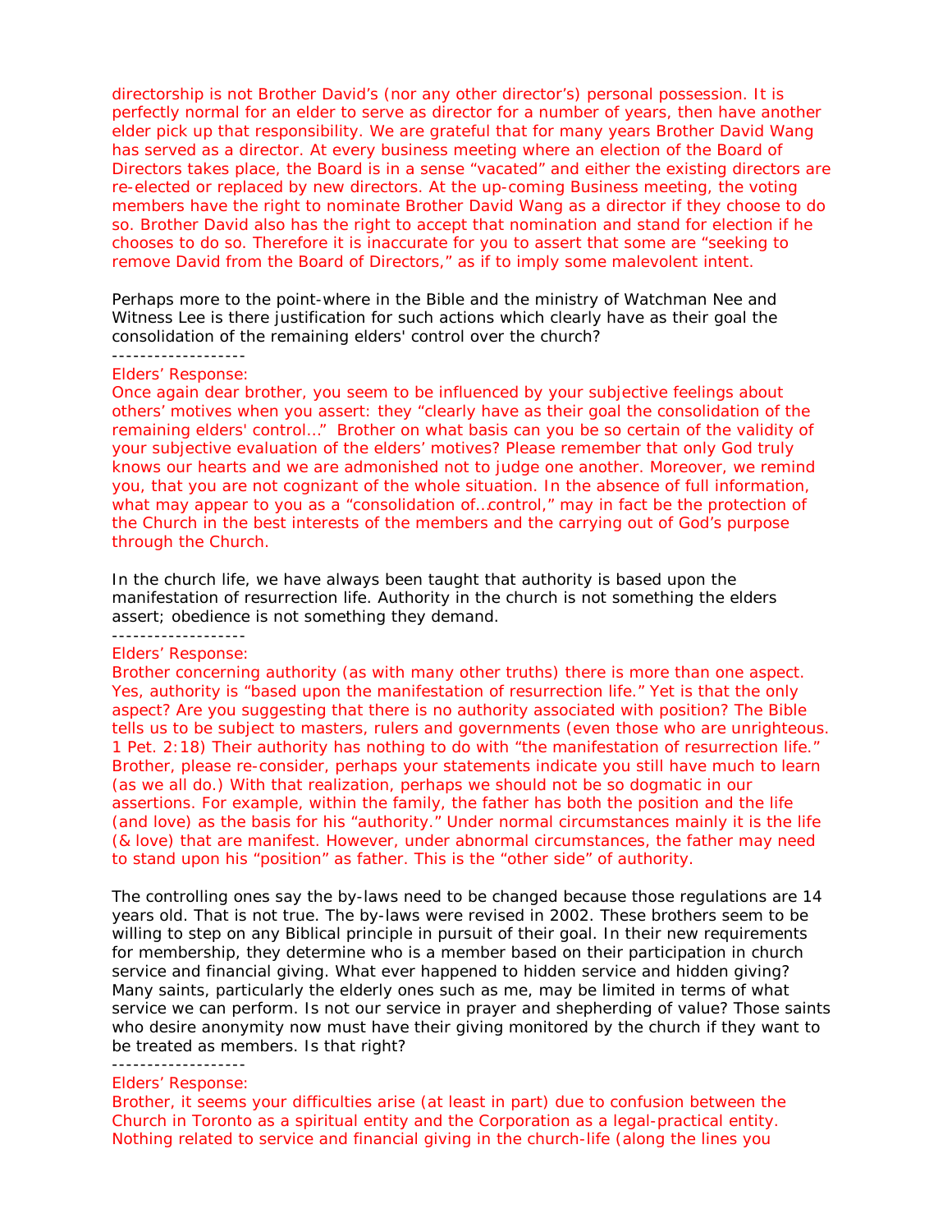directorship is not Brother David's (nor any other director's) personal possession. It is perfectly normal for an elder to serve as director for a number of years, then have another elder pick up that responsibility. We are grateful that for many years Brother David Wang has served as a director. At every business meeting where an election of the Board of Directors takes place, the Board is in a sense "vacated" and either the existing directors are re-elected or replaced by new directors. At the up-coming Business meeting, the voting members have the right to nominate Brother David Wang as a director if they choose to do so. Brother David also has the right to accept that nomination and stand for election if he chooses to do so. Therefore it is inaccurate for you to assert that some are "seeking to remove David from the Board of Directors," as if to imply some malevolent intent.

Perhaps more to the point-where in the Bible and the ministry of Watchman Nee and Witness Lee is there justification for such actions which clearly have as their goal the consolidation of the remaining elders' control over the church?

-------------------

Elders' Response:

Once again dear brother, you seem to be influenced by your subjective feelings about others' motives when you assert: they "clearly have as their goal the consolidation of the remaining elders' control…" Brother on what basis can you be so certain of the validity of your subjective evaluation of the elders' motives? Please remember that only God truly knows our hearts and we are admonished not to judge one another. Moreover, we remind you, that you are not cognizant of the whole situation. In the absence of full information, what may appear to you as a "consolidation of…control," may in fact be the protection of the Church in the best interests of the members and the carrying out of God's purpose through the Church.

In the church life, we have always been taught that authority is based upon the manifestation of resurrection life. Authority in the church is not something the elders assert; obedience is not something they demand.

-------------------

Elders' Response:

Brother concerning authority (as with many other truths) there is more than one aspect. Yes, authority is "based upon the manifestation of resurrection life." Yet is that the only aspect? Are you suggesting that there is no authority associated with position? The Bible tells us to be subject to masters, rulers and governments (even those who are unrighteous. 1 Pet. 2:18) Their authority has nothing to do with "the manifestation of resurrection life." Brother, please re-consider, perhaps your statements indicate you still have much to learn (as we all do.) With that realization, perhaps we should not be so dogmatic in our assertions. For example, within the family, the father has both the position and the life (and love) as the basis for his "authority." Under normal circumstances mainly it is the life (& love) that are manifest. However, under abnormal circumstances, the father may need to stand upon his "position" as father. This is the "other side" of authority.

The controlling ones say the by-laws need to be changed because those regulations are 14 years old. That is not true. The by-laws were revised in 2002. These brothers seem to be willing to step on any Biblical principle in pursuit of their goal. In their new requirements for membership, they determine who is a member based on their participation in church service and financial giving. What ever happened to hidden service and hidden giving? Many saints, particularly the elderly ones such as me, may be limited in terms of what service we can perform. Is not our service in prayer and shepherding of value? Those saints who desire anonymity now must have their giving monitored by the church if they want to be treated as members. Is that right?

-------------------

Elders' Response:

Brother, it seems your difficulties arise (at least in part) due to confusion between the Church in Toronto as a spiritual entity and the Corporation as a legal-practical entity. Nothing related to service and financial giving in the church-life (along the lines you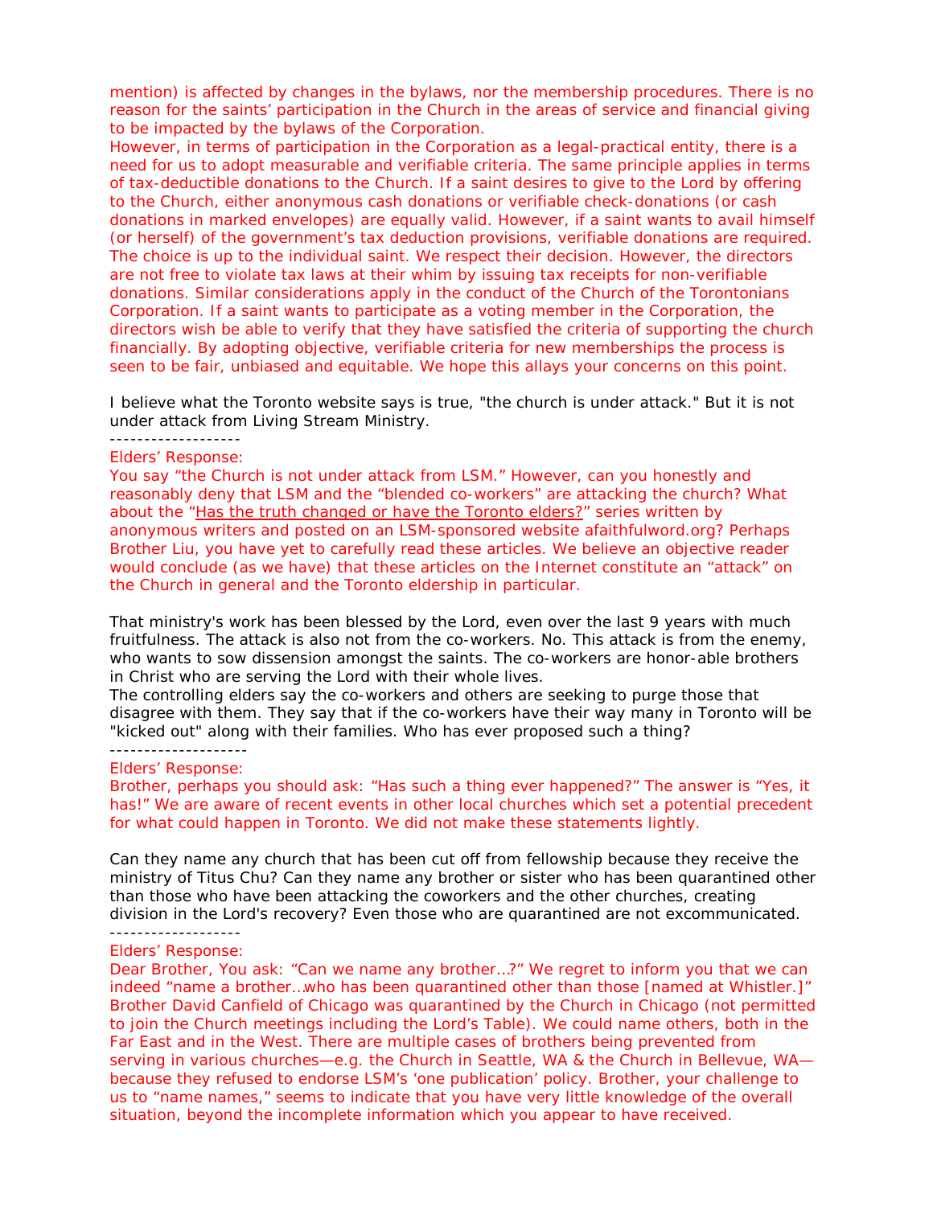mention) is affected by changes in the bylaws, nor the membership procedures. There is no reason for the saints' participation in the Church in the areas of service and financial giving to be impacted by the bylaws of the Corporation.

However, in terms of participation in the Corporation as a legal-practical entity, there is a need for us to adopt measurable and verifiable criteria. The same principle applies in terms of tax-deductible donations to the Church. If a saint desires to give to the Lord by offering to the Church, either anonymous cash donations or verifiable check-donations (or cash donations in marked envelopes) are equally valid. However, if a saint wants to avail himself (or herself) of the government's tax deduction provisions, verifiable donations are required. The choice is up to the individual saint. We respect their decision. However, the directors are not free to violate tax laws at their whim by issuing tax receipts for non-verifiable donations. Similar considerations apply in the conduct of the Church of the Torontonians Corporation. If a saint wants to participate as a voting member in the Corporation, the directors wish be able to verify that they have satisfied the criteria of supporting the church financially. By adopting objective, verifiable criteria for new memberships the process is seen to be fair, unbiased and equitable. We hope this allays your concerns on this point.

I believe what the Toronto website says is true, "the church is under attack." But it is not under attack from Living Stream Ministry.

-------------------

Elders' Response:

You say "the Church is not under attack from LSM." However, can you honestly and reasonably deny that LSM and the "blended co-workers" are attacking the church? What about the "Has the truth changed or have the Toronto elders?" series written by anonymous writers and posted on an LSM-sponsored website afaithfulword.org? Perhaps Brother Liu, you have yet to carefully read these articles. We believe an objective reader would conclude (as we have) that these articles on the Internet constitute an "attack" on the Church in general and the Toronto eldership in particular.

That ministry's work has been blessed by the Lord, even over the last 9 years with much fruitfulness. The attack is also not from the co-workers. No. This attack is from the enemy, who wants to sow dissension amongst the saints. The co-workers are honor-able brothers in Christ who are serving the Lord with their whole lives.

The controlling elders say the co-workers and others are seeking to purge those that disagree with them. They say that if the co-workers have their way many in Toronto will be "kicked out" along with their families. Who has ever proposed such a thing?

--------------------

Elders' Response:

Brother, perhaps you should ask: "Has such a thing ever happened?" The answer is "Yes, it has!" We are aware of recent events in other local churches which set a potential precedent for what could happen in Toronto. We did not make these statements lightly.

Can they name any church that has been cut off from fellowship because they receive the ministry of Titus Chu? Can they name any brother or sister who has been quarantined other than those who have been attacking the coworkers and the other churches, creating division in the Lord's recovery? Even those who are quarantined are not excommunicated.

-------------------

Elders' Response:

Dear Brother, You ask: "Can we name any brother…?" We regret to inform you that we can indeed "name a brother…who has been quarantined other than those [named at Whistler.]" Brother David Canfield of Chicago was quarantined by the Church in Chicago (not permitted to join the Church meetings including the Lord's Table). We could name others, both in the Far East and in the West. There are multiple cases of brothers being prevented from serving in various churches—e.g. the Church in Seattle, WA & the Church in Bellevue, WA—because they refused to endorse LSM's 'one publication' policy. Brother, your challenge to us to "name names," seems to indicate that you have very little knowledge of the overall situation, beyond the incomplete information which you appear to have received.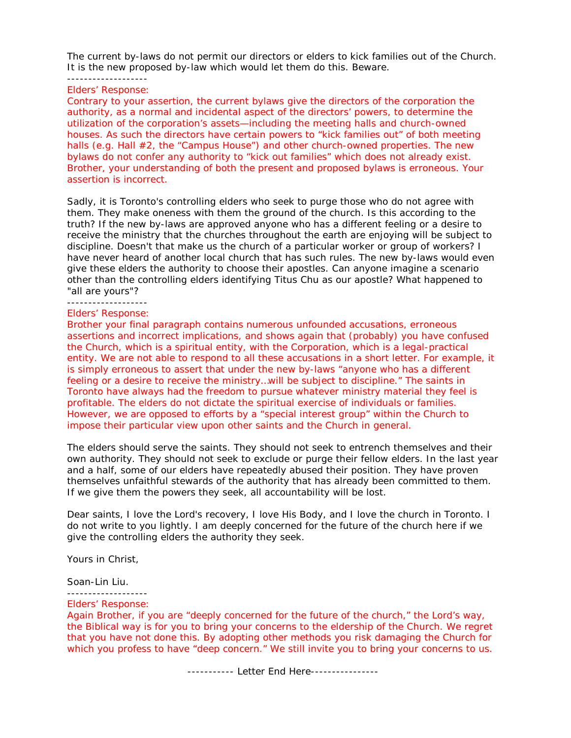The current by-laws do not permit our directors or elders to kick families out of the Church. It is the new proposed by-law which would let them do this. Beware.

-------------------

Elders' Response:

Contrary to your assertion, the current bylaws give the directors of the corporation the authority, as a normal and incidental aspect of the directors' powers, to determine the utilization of the corporation's assets—including the meeting halls and church-owned houses. As such the directors have certain powers to "kick families out" of both meeting halls (e.g. Hall #2, the "Campus House") and other church-owned properties. The new bylaws do not confer any authority to "kick out families" which does not already exist. Brother, your understanding of both the present and proposed bylaws is erroneous. Your assertion is incorrect.

Sadly, it is Toronto's controlling elders who seek to purge those who do not agree with them. They make oneness with them the ground of the church. Is this according to the truth? If the new by-laws are approved anyone who has a different feeling or a desire to receive the ministry that the churches throughout the earth are enjoying will be subject to discipline. Doesn't that make us the church of a particular worker or group of workers? I have never heard of another local church that has such rules. The new by-laws would even give these elders the authority to choose their apostles. Can anyone imagine a scenario other than the controlling elders identifying Titus Chu as our apostle? What happened to "all are yours"?

-------------------

Elders' Response:

Brother your final paragraph contains numerous unfounded accusations, erroneous assertions and incorrect implications, and shows again that (probably) you have confused the Church, which is a spiritual entity, with the Corporation, which is a legal-practical entity. We are not able to respond to all these accusations in a short letter. For example, it is simply erroneous to assert that under the new by-laws "anyone who has a different feeling or a desire to receive the ministry…will be subject to discipline." The saints in Toronto have always had the freedom to pursue whatever ministry material they feel is profitable. The elders do not dictate the spiritual exercise of individuals or families. However, we are opposed to efforts by a "special interest group" within the Church to impose their particular view upon other saints and the Church in general.

The elders should serve the saints. They should not seek to entrench themselves and their own authority. They should not seek to exclude or purge their fellow elders. In the last year and a half, some of our elders have repeatedly abused their position. They have proven themselves unfaithful stewards of the authority that has already been committed to them. If we give them the powers they seek, all accountability will be lost.

Dear saints, I love the Lord's recovery, I love His Body, and I love the church in Toronto. I do not write to you lightly. I am deeply concerned for the future of the church here if we give the controlling elders the authority they seek.

Yours in Christ,

Soan-Lin Liu.

-------------------

Elders' Response:

Again Brother, if you are "deeply concerned for the future of the church," the Lord's way, the Biblical way is for you to bring your concerns to the eldership of the Church. We regret that you have not done this. By adopting other methods you risk damaging the Church for which you profess to have "deep concern." We still invite you to bring your concerns to us.

----------- Letter End Here----------------